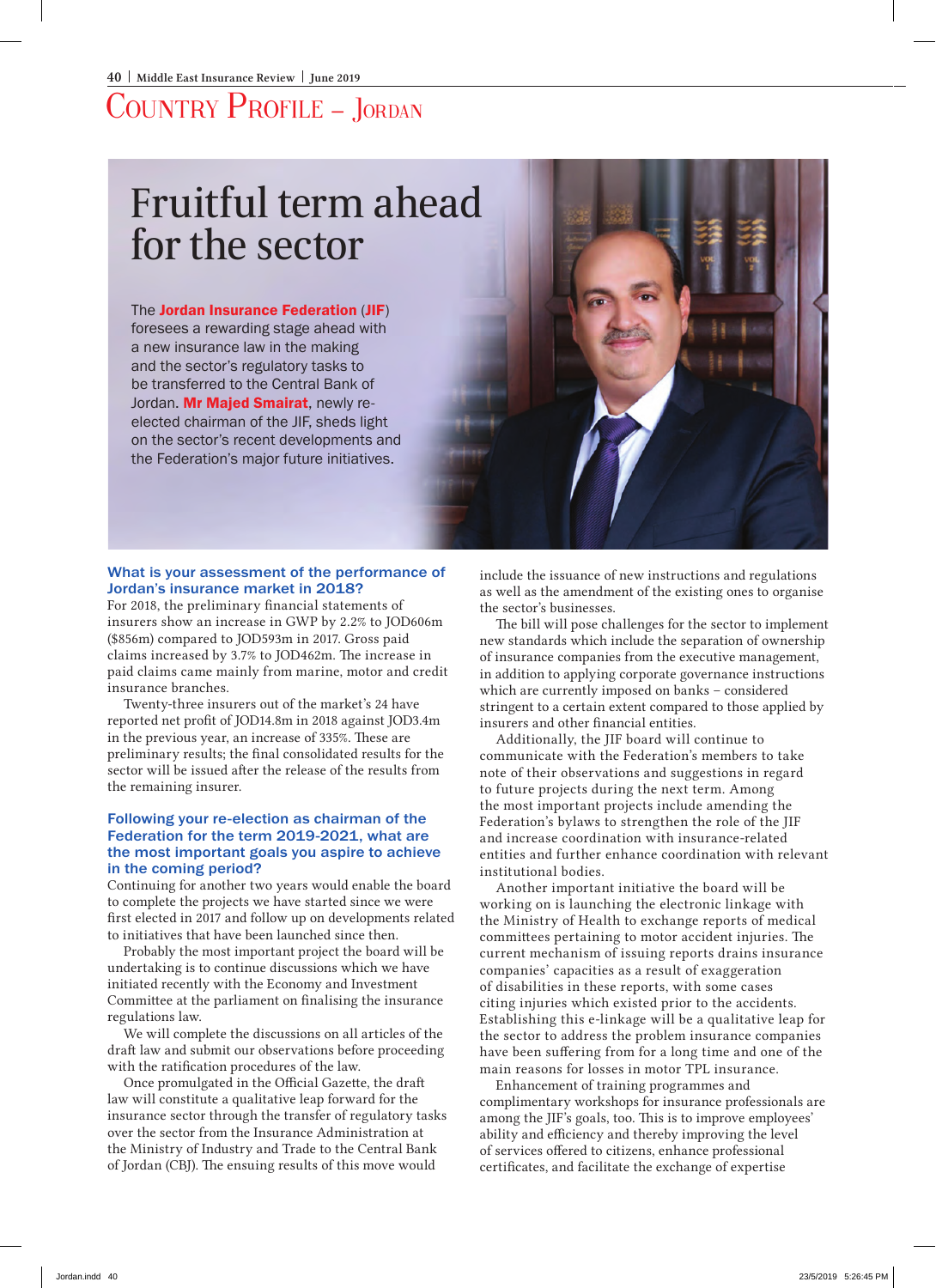# Country Profile – Jordan

## Fruitful term ahead for the sector

The **Jordan Insurance Federation** (**JIF**) foresees a rewarding stage ahead with a new insurance law in the making and the sector's regulatory tasks to be transferred to the Central Bank of Jordan. **Mr Majed Smairat**, newly re-elected chairman of the JIF, sheds light on the sector's recent developments and the Federation's major future initiatives.

### What is your assessment of the performance of Jordan's insurance market in 2018?

For 2018, the preliminary financial statements of insurers show an increase in GWP by 2.2% to JOD606m ($856m) compared to JOD593m in 2017. Gross paid claims increased by 3.7% to JOD462m. The increase in paid claims came mainly from marine, motor and credit insurance branches.

Twenty-three insurers out of the market's 24 have reported net profit of JOD14.8m in 2018 against JOD3.4m in the previous year, an increase of 335%. These are preliminary results; the final consolidated results for the sector will be issued after the release of the results from the remaining insurer.

### Following your re-election as chairman of the Federation for the term 2019-2021, what are the most important goals you aspire to achieve in the coming period?

Continuing for another two years would enable the board to complete the projects we have started since we were first elected in 2017 and follow up on developments related to initiatives that have been launched since then.

Probably the most important project the board will be undertaking is to continue discussions which we have initiated recently with the Economy and Investment Committee at the parliament on finalising the insurance regulations law.

We will complete the discussions on all articles of the draft law and submit our observations before proceeding with the ratification procedures of the law.

Once promulgated in the Official Gazette, the draft law will constitute a qualitative leap forward for the insurance sector through the transfer of regulatory tasks over the sector from the Insurance Administration at the Ministry of Industry and Trade to the Central Bank of Jordan (CBJ). The ensuing results of this move would include the issuance of new instructions and regulations as well as the amendment of the existing ones to organise the sector's businesses.

The bill will pose challenges for the sector to implement new standards which include the separation of ownership of insurance companies from the executive management, in addition to applying corporate governance instructions which are currently imposed on banks – considered stringent to a certain extent compared to those applied by insurers and other financial entities.

Additionally, the JIF board will continue to communicate with the Federation's members to take note of their observations and suggestions in regard to future projects during the next term. Among the most important projects include amending the Federation's bylaws to strengthen the role of the JIF and increase coordination with insurance-related entities and further enhance coordination with relevant institutional bodies.

Another important initiative the board will be working on is launching the electronic linkage with the Ministry of Health to exchange reports of medical committees pertaining to motor accident injuries. The current mechanism of issuing reports drains insurance companies' capacities as a result of exaggeration of disabilities in these reports, with some cases citing injuries which existed prior to the accidents. Establishing this e-linkage will be a qualitative leap for the sector to address the problem insurance companies have been suffering from for a long time and one of the main reasons for losses in motor TPL insurance.

Enhancement of training programmes and complimentary workshops for insurance professionals are among the JIF's goals, too. This is to improve employees' ability and efficiency and thereby improving the level of services offered to citizens, enhance professional certificates, and facilitate the exchange of expertise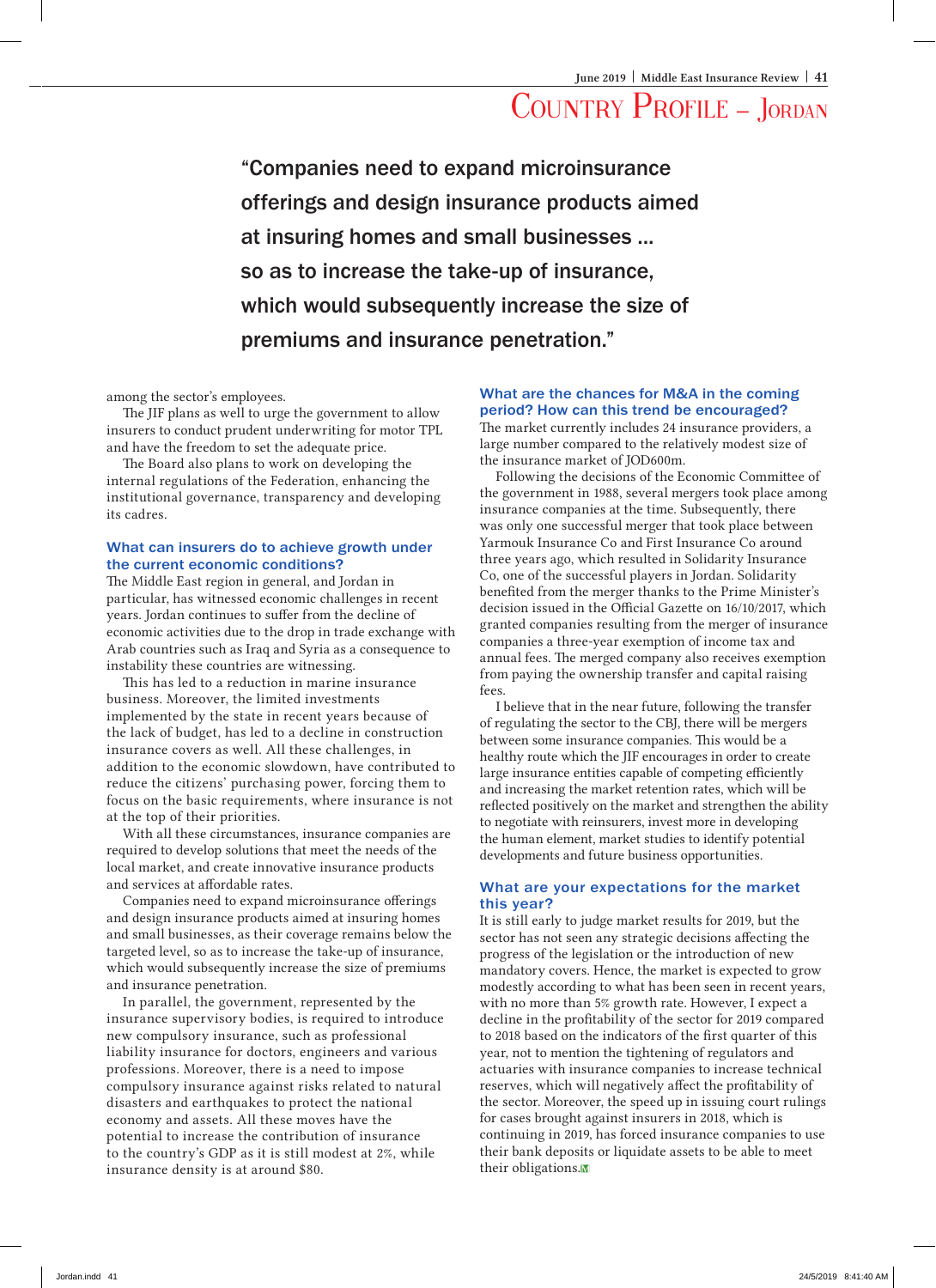> “Companies need to expand microinsurance offerings and design insurance products aimed at insuring homes and small businesses … so as to increase the take-up of insurance, which would subsequently increase the size of premiums and insurance penetration.”

among the sector’s employees.

The JIF plans as well to urge the government to allow insurers to conduct prudent underwriting for motor TPL and have the freedom to set the adequate price.

The Board also plans to work on developing the internal regulations of the Federation, enhancing the institutional governance, transparency and developing its cadres.

### What can insurers do to achieve growth under the current economic conditions?

The Middle East region in general, and Jordan in particular, has witnessed economic challenges in recent years. Jordan continues to suffer from the decline of economic activities due to the drop in trade exchange with Arab countries such as Iraq and Syria as a consequence to instability these countries are witnessing.

This has led to a reduction in marine insurance business. Moreover, the limited investments implemented by the state in recent years because of the lack of budget, has led to a decline in construction insurance covers as well. All these challenges, in addition to the economic slowdown, have contributed to reduce the citizens’ purchasing power, forcing them to focus on the basic requirements, where insurance is not at the top of their priorities.

With all these circumstances, insurance companies are required to develop solutions that meet the needs of the local market, and create innovative insurance products and services at affordable rates.

Companies need to expand microinsurance offerings and design insurance products aimed at insuring homes and small businesses, as their coverage remains below the targeted level, so as to increase the take-up of insurance, which would subsequently increase the size of premiums and insurance penetration.

In parallel, the government, represented by the insurance supervisory bodies, is required to introduce new compulsory insurance, such as professional liability insurance for doctors, engineers and various professions. Moreover, there is a need to impose compulsory insurance against risks related to natural disasters and earthquakes to protect the national economy and assets. All these moves have the potential to increase the contribution of insurance to the country’s GDP as it is still modest at 2%, while insurance density is at around $80.

### What are the chances for M&A in the coming period? How can this trend be encouraged?

The market currently includes 24 insurance providers, a large number compared to the relatively modest size of the insurance market of JOD600m.

Following the decisions of the Economic Committee of the government in 1988, several mergers took place among insurance companies at the time. Subsequently, there was only one successful merger that took place between Yarmouk Insurance Co and First Insurance Co around three years ago, which resulted in Solidarity Insurance Co, one of the successful players in Jordan. Solidarity benefited from the merger thanks to the Prime Minister’s decision issued in the Official Gazette on 16/10/2017, which granted companies resulting from the merger of insurance companies a three-year exemption of income tax and annual fees. The merged company also receives exemption from paying the ownership transfer and capital raising fees.

I believe that in the near future, following the transfer of regulating the sector to the CBJ, there will be mergers between some insurance companies. This would be a healthy route which the JIF encourages in order to create large insurance entities capable of competing efficiently and increasing the market retention rates, which will be reflected positively on the market and strengthen the ability to negotiate with reinsurers, invest more in developing the human element, market studies to identify potential developments and future business opportunities.

### What are your expectations for the market this year?

It is still early to judge market results for 2019, but the sector has not seen any strategic decisions affecting the progress of the legislation or the introduction of new mandatory covers. Hence, the market is expected to grow modestly according to what has been seen in recent years, with no more than 5% growth rate. However, I expect a decline in the profitability of the sector for 2019 compared to 2018 based on the indicators of the first quarter of this year, not to mention the tightening of regulators and actuaries with insurance companies to increase technical reserves, which will negatively affect the profitability of the sector. Moreover, the speed up in issuing court rulings for cases brought against insurers in 2018, which is continuing in 2019, has forced insurance companies to use their bank deposits or liquidate assets to be able to meet their obligations.